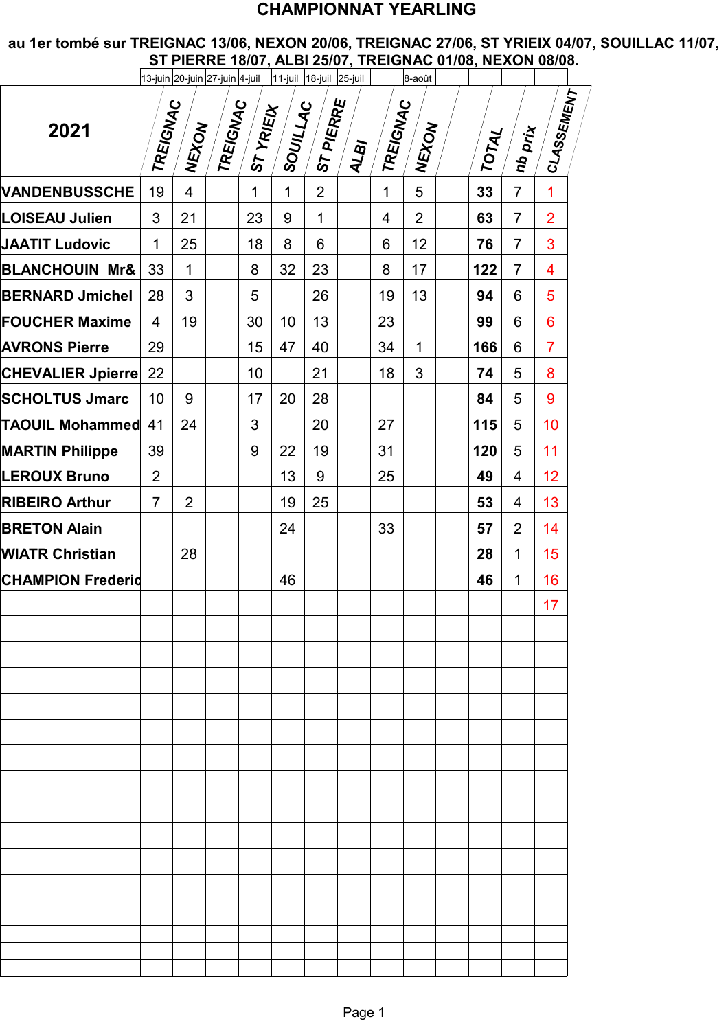# CHAMPIONNAT YEARLING

**au 1er tombé sur TREIGNAC 13/06, NEXON 20/06, TREIGNAC 27/06, ST YRIEIX 04/07, SOUILLAC 11/07, ST PIERRE 18/07, ALBI 25/07, TREIGNAC 01/08, NEXON 08/08.**

| | 13-juin | 20-juin | 27-juin | 4-juil | 11-juil | 18-juil | 25-juil | | 8-août | | | | |
|---|---|---|---|---|---|---|---|---|---|---|---|---|---|
| **2021** | **TREIGNAC** | **NEXON** | **TREIGNAC** | **ST YRIEIX** | **SOUILLAC** | **ST PIERRE** | **ALBI** | **TREIGNAC** | **NEXON** | | **TOTAL** | **nb prix** | **CLASSEMENT** |
| **VANDENBUSSCHE** | 19 | 4 | | 1 | 1 | 2 | | 1 | 5 | | **33** | 7 | 1 |
| **LOISEAU Julien** | 3 | 21 | | 23 | 9 | 1 | | 4 | 2 | | **63** | 7 | 2 |
| **JAATIT Ludovic** | 1 | 25 | | 18 | 8 | 6 | | 6 | 12 | | **76** | 7 | 3 |
| **BLANCHOUIN Mr&** | 33 | 1 | | 8 | 32 | 23 | | 8 | 17 | | **122** | 7 | 4 |
| **BERNARD Jmichel** | 28 | 3 | | 5 | | 26 | | 19 | 13 | | **94** | 6 | 5 |
| **FOUCHER Maxime** | 4 | 19 | | 30 | 10 | 13 | | 23 | | | **99** | 6 | 6 |
| **AVRONS Pierre** | 29 | | | 15 | 47 | 40 | | 34 | 1 | | **166** | 6 | 7 |
| **CHEVALIER Jpierre** | 22 | | | 10 | | 21 | | 18 | 3 | | **74** | 5 | 8 |
| **SCHOLTUS Jmarc** | 10 | 9 | | 17 | 20 | 28 | | | | | **84** | 5 | 9 |
| **TAOUIL Mohammed** | 41 | 24 | | 3 | | 20 | | 27 | | | **115** | 5 | 10 |
| **MARTIN Philippe** | 39 | | | 9 | 22 | 19 | | 31 | | | **120** | 5 | 11 |
| **LEROUX Bruno** | 2 | | | | 13 | 9 | | 25 | | | **49** | 4 | 12 |
| **RIBEIRO Arthur** | 7 | 2 | | | 19 | 25 | | | | | **53** | 4 | 13 |
| **BRETON Alain** | | | | | 24 | | | 33 | | | **57** | 2 | 14 |
| **WIATR Christian** | | 28 | | | | | | | | | **28** | 1 | 15 |
| **CHAMPION Frederic** | | | | | 46 | | | | | | **46** | 1 | 16 |
| | | | | | | | | | | | | | 17 |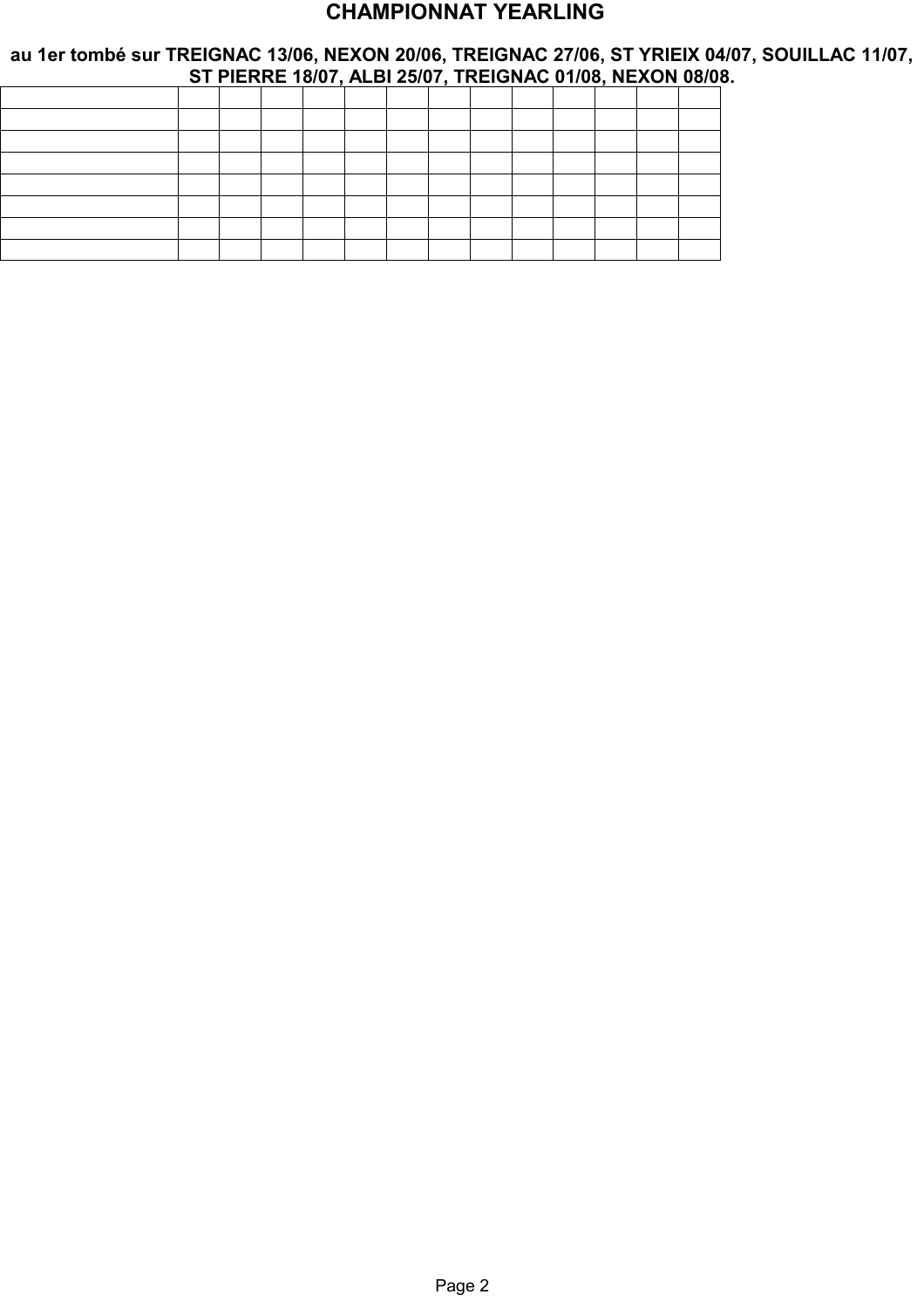# CHAMPIONNAT YEARLING

**au 1er tombé sur TREIGNAC 13/06, NEXON 20/06, TREIGNAC 27/06, ST YRIEIX 04/07, SOUILLAC 11/07, ST PIERRE 18/07, ALBI 25/07, TREIGNAC 01/08, NEXON 08/08.**

| | | | | | | | | | | | | | |
|---|---|---|---|---|---|---|---|---|---|---|---|---|---|
| | | | | | | | | | | | | | |
| | | | | | | | | | | | | | |
| | | | | | | | | | | | | | |
| | | | | | | | | | | | | | |
| | | | | | | | | | | | | | |
| | | | | | | | | | | | | | |
| | | | | | | | | | | | | | |
| | | | | | | | | | | | | | |